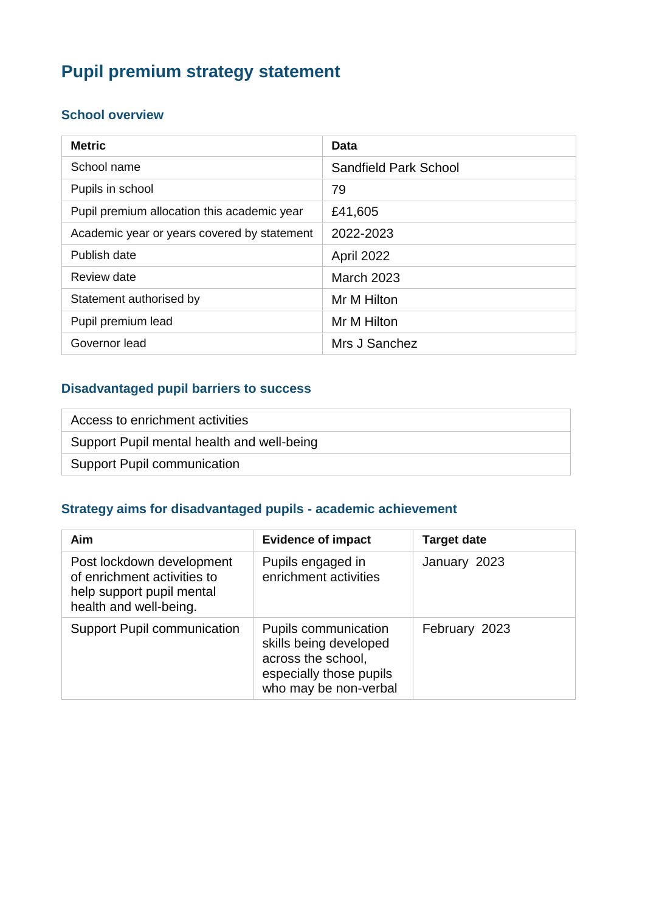# Pupil premium strategy statement

## School overview

| Metric | Data |
|---|---|
| School name | Sandfield Park School |
| Pupils in school | 79 |
| Pupil premium allocation this academic year | £41,605 |
| Academic year or years covered by statement | 2022-2023 |
| Publish date | April 2022 |
| Review date | March 2023 |
| Statement authorised by | Mr M Hilton |
| Pupil premium lead | Mr M Hilton |
| Governor lead | Mrs J Sanchez |

## Disadvantaged pupil barriers to success

| |
|---|
| Access to enrichment activities |
| Support Pupil mental health and well-being |
| Support Pupil communication |

## Strategy aims for disadvantaged pupils - academic achievement

| Aim | Evidence of impact | Target date |
|---|---|---|
| Post lockdown development of enrichment activities to help support pupil mental health and well-being. | Pupils engaged in enrichment activities | January 2023 |
| Support Pupil communication | Pupils communication skills being developed across the school, especially those pupils who may be non-verbal | February 2023 |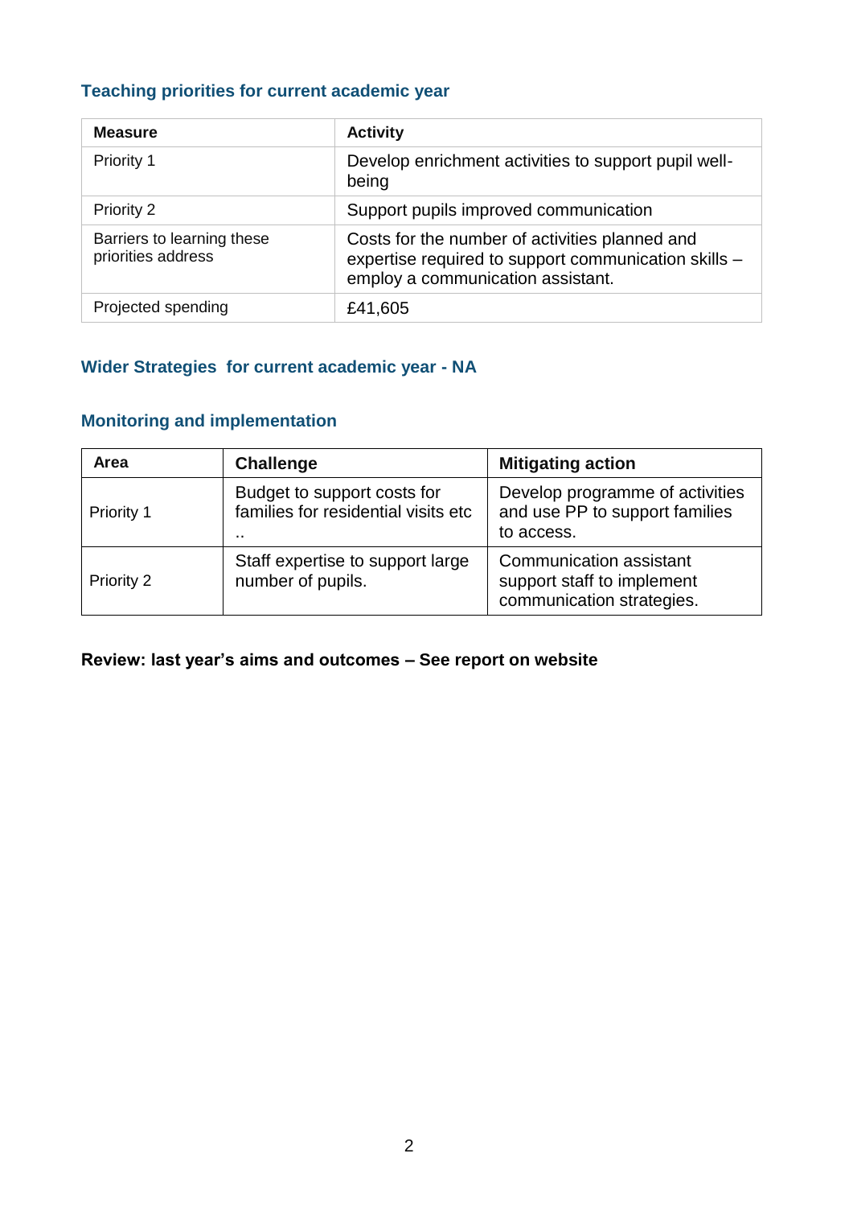## Teaching priorities for current academic year

| Measure | Activity |
|---|---|
| Priority 1 | Develop enrichment activities to support pupil well-being |
| Priority 2 | Support pupils improved communication |
| Barriers to learning these priorities address | Costs for the number of activities planned and expertise required to support communication skills – employ a communication assistant. |
| Projected spending | £41,605 |

## Wider Strategies for current academic year - NA

## Monitoring and implementation

| Area | Challenge | Mitigating action |
|---|---|---|
| Priority 1 | Budget to support costs for families for residential visits etc .. | Develop programme of activities and use PP to support families to access. |
| Priority 2 | Staff expertise to support large number of pupils. | Communication assistant support staff to implement communication strategies. |

**Review: last year's aims and outcomes – See report on website**